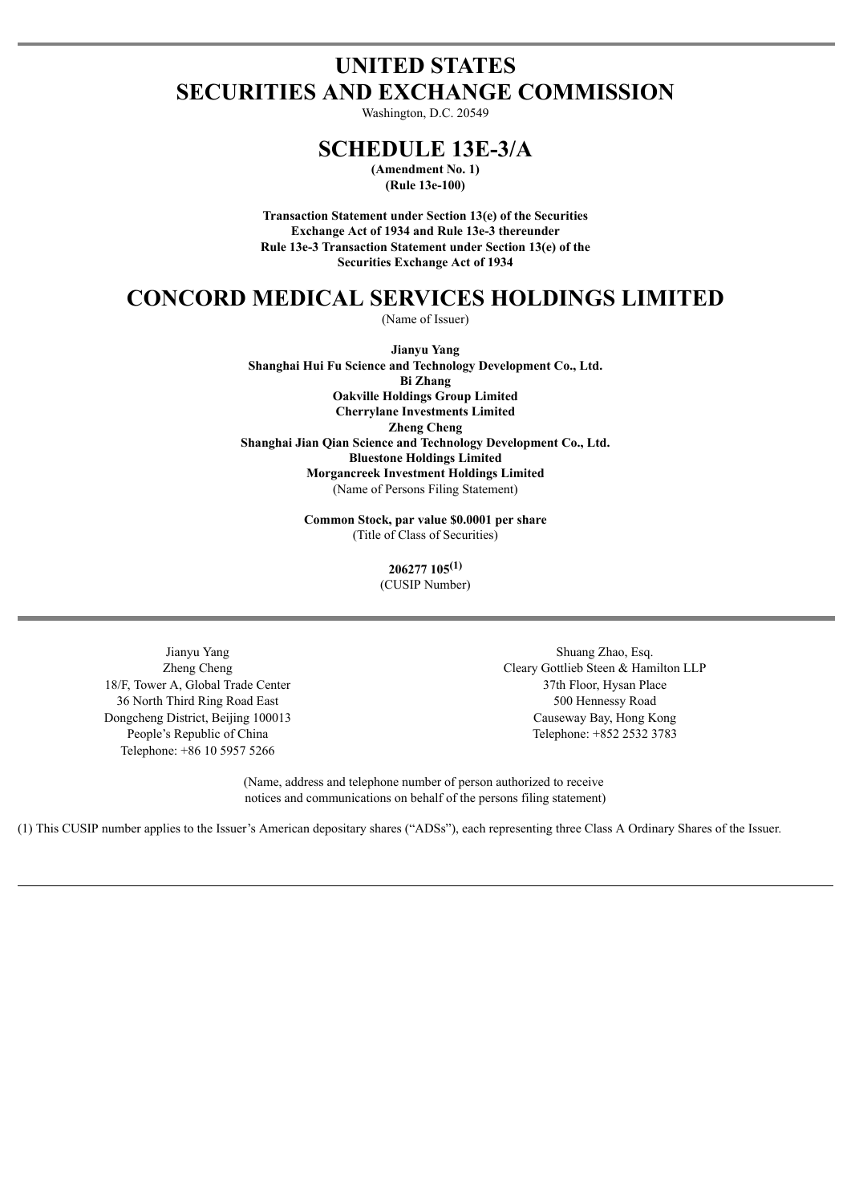# UNITED STATES
# SECURITIES AND EXCHANGE COMMISSION

Washington, D.C. 20549

# SCHEDULE 13E-3/A

**(Amendment No. 1)**
**(Rule 13e-100)**

**Transaction Statement under Section 13(e) of the Securities Exchange Act of 1934 and Rule 13e-3 thereunder**
**Rule 13e-3 Transaction Statement under Section 13(e) of the Securities Exchange Act of 1934**

# CONCORD MEDICAL SERVICES HOLDINGS LIMITED

(Name of Issuer)

**Jianyu Yang**
**Shanghai Hui Fu Science and Technology Development Co., Ltd.**
**Bi Zhang**
**Oakville Holdings Group Limited**
**Cherrylane Investments Limited**
**Zheng Cheng**
**Shanghai Jian Qian Science and Technology Development Co., Ltd.**
**Bluestone Holdings Limited**
**Morgancreek Investment Holdings Limited**
(Name of Persons Filing Statement)

**Common Stock, par value $0.0001 per share**
(Title of Class of Securities)

**206277 105[(1)]**
(CUSIP Number)

Jianyu Yang
Zheng Cheng
18/F, Tower A, Global Trade Center
36 North Third Ring Road East
Dongcheng District, Beijing 100013
People's Republic of China
Telephone: +86 10 5957 5266

Shuang Zhao, Esq.
Cleary Gottlieb Steen & Hamilton LLP
37th Floor, Hysan Place
500 Hennessy Road
Causeway Bay, Hong Kong
Telephone: +852 2532 3783

(Name, address and telephone number of person authorized to receive notices and communications on behalf of the persons filing statement)

(1) This CUSIP number applies to the Issuer's American depositary shares ("ADSs"), each representing three Class A Ordinary Shares of the Issuer.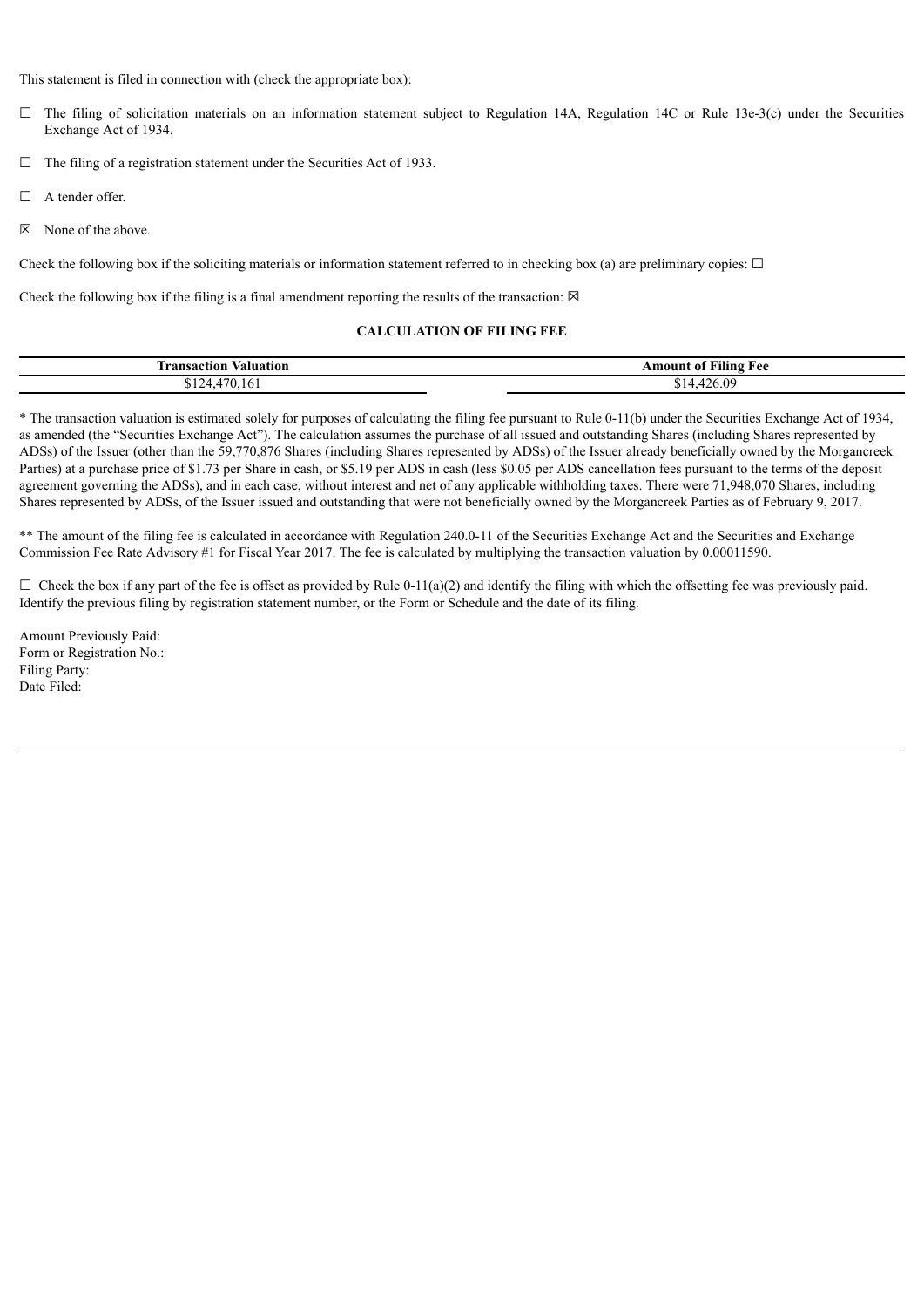This statement is filed in connection with (check the appropriate box):

☐ The filing of solicitation materials on an information statement subject to Regulation 14A, Regulation 14C or Rule 13e-3(c) under the Securities Exchange Act of 1934.

☐ The filing of a registration statement under the Securities Act of 1933.

☐ A tender offer.

☒ None of the above.

Check the following box if the soliciting materials or information statement referred to in checking box (a) are preliminary copies: ☐

Check the following box if the filing is a final amendment reporting the results of the transaction: ☒

**CALCULATION OF FILING FEE**

| Transaction Valuation | Amount of Filing Fee |
| --- | --- |
| $124,470,161 | $14,426.09 |

* The transaction valuation is estimated solely for purposes of calculating the filing fee pursuant to Rule 0-11(b) under the Securities Exchange Act of 1934, as amended (the "Securities Exchange Act"). The calculation assumes the purchase of all issued and outstanding Shares (including Shares represented by ADSs) of the Issuer (other than the 59,770,876 Shares (including Shares represented by ADSs) of the Issuer already beneficially owned by the Morgancreek Parties) at a purchase price of $1.73 per Share in cash, or $5.19 per ADS in cash (less $0.05 per ADS cancellation fees pursuant to the terms of the deposit agreement governing the ADSs), and in each case, without interest and net of any applicable withholding taxes. There were 71,948,070 Shares, including Shares represented by ADSs, of the Issuer issued and outstanding that were not beneficially owned by the Morgancreek Parties as of February 9, 2017.

** The amount of the filing fee is calculated in accordance with Regulation 240.0-11 of the Securities Exchange Act and the Securities and Exchange Commission Fee Rate Advisory #1 for Fiscal Year 2017. The fee is calculated by multiplying the transaction valuation by 0.00011590.

☐ Check the box if any part of the fee is offset as provided by Rule 0-11(a)(2) and identify the filing with which the offsetting fee was previously paid. Identify the previous filing by registration statement number, or the Form or Schedule and the date of its filing.

Amount Previously Paid:
Form or Registration No.:
Filing Party:
Date Filed: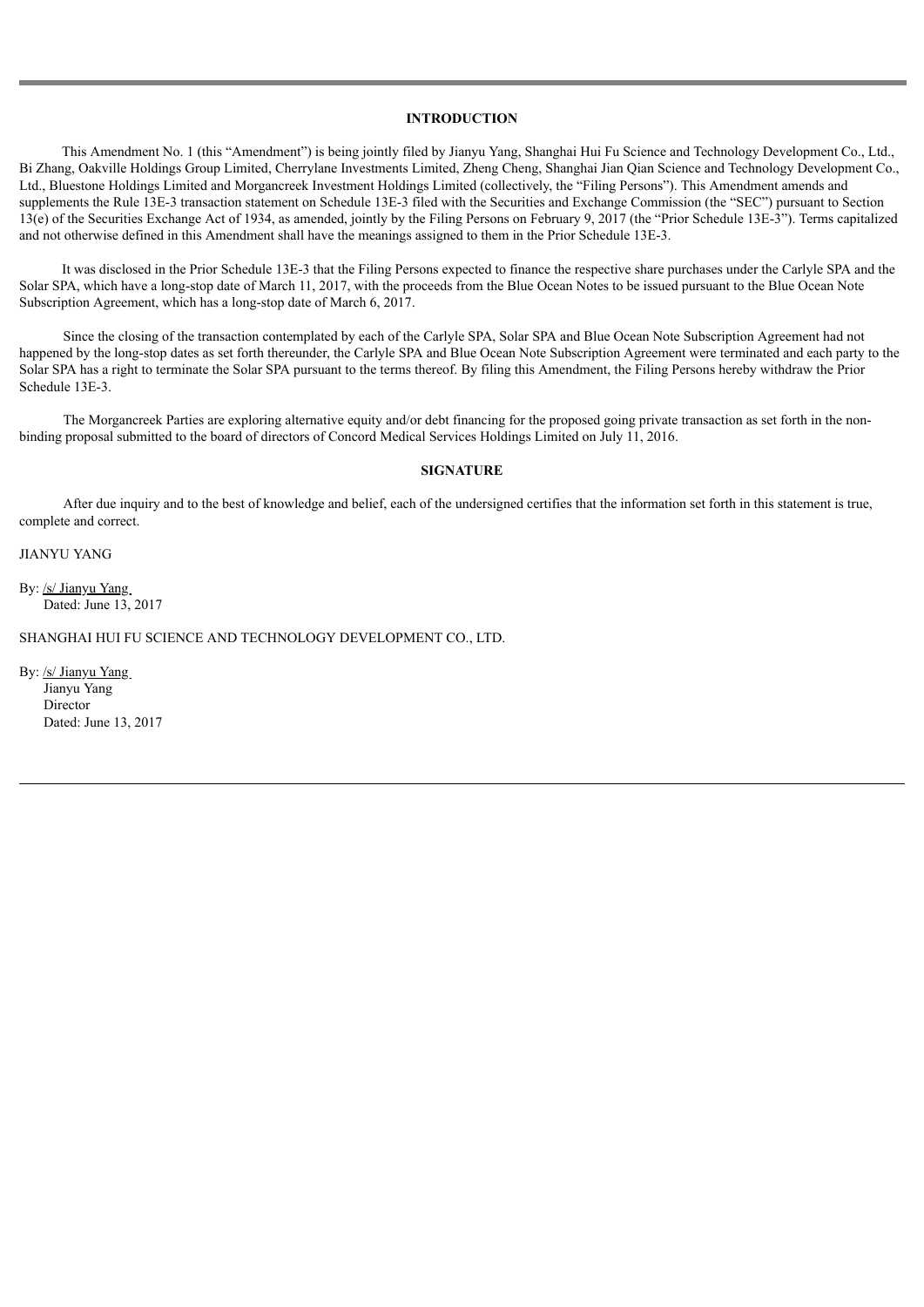## INTRODUCTION

This Amendment No. 1 (this "Amendment") is being jointly filed by Jianyu Yang, Shanghai Hui Fu Science and Technology Development Co., Ltd., Bi Zhang, Oakville Holdings Group Limited, Cherrylane Investments Limited, Zheng Cheng, Shanghai Jian Qian Science and Technology Development Co., Ltd., Bluestone Holdings Limited and Morgancreek Investment Holdings Limited (collectively, the "Filing Persons"). This Amendment amends and supplements the Rule 13E-3 transaction statement on Schedule 13E-3 filed with the Securities and Exchange Commission (the "SEC") pursuant to Section 13(e) of the Securities Exchange Act of 1934, as amended, jointly by the Filing Persons on February 9, 2017 (the "Prior Schedule 13E-3"). Terms capitalized and not otherwise defined in this Amendment shall have the meanings assigned to them in the Prior Schedule 13E-3.

It was disclosed in the Prior Schedule 13E-3 that the Filing Persons expected to finance the respective share purchases under the Carlyle SPA and the Solar SPA, which have a long-stop date of March 11, 2017, with the proceeds from the Blue Ocean Notes to be issued pursuant to the Blue Ocean Note Subscription Agreement, which has a long-stop date of March 6, 2017.

Since the closing of the transaction contemplated by each of the Carlyle SPA, Solar SPA and Blue Ocean Note Subscription Agreement had not happened by the long-stop dates as set forth thereunder, the Carlyle SPA and Blue Ocean Note Subscription Agreement were terminated and each party to the Solar SPA has a right to terminate the Solar SPA pursuant to the terms thereof. By filing this Amendment, the Filing Persons hereby withdraw the Prior Schedule 13E-3.

The Morgancreek Parties are exploring alternative equity and/or debt financing for the proposed going private transaction as set forth in the non-binding proposal submitted to the board of directors of Concord Medical Services Holdings Limited on July 11, 2016.

## SIGNATURE

After due inquiry and to the best of knowledge and belief, each of the undersigned certifies that the information set forth in this statement is true, complete and correct.

JIANYU YANG

By: /s/ Jianyu Yang
Dated: June 13, 2017

SHANGHAI HUI FU SCIENCE AND TECHNOLOGY DEVELOPMENT CO., LTD.

By: /s/ Jianyu Yang
Jianyu Yang
Director
Dated: June 13, 2017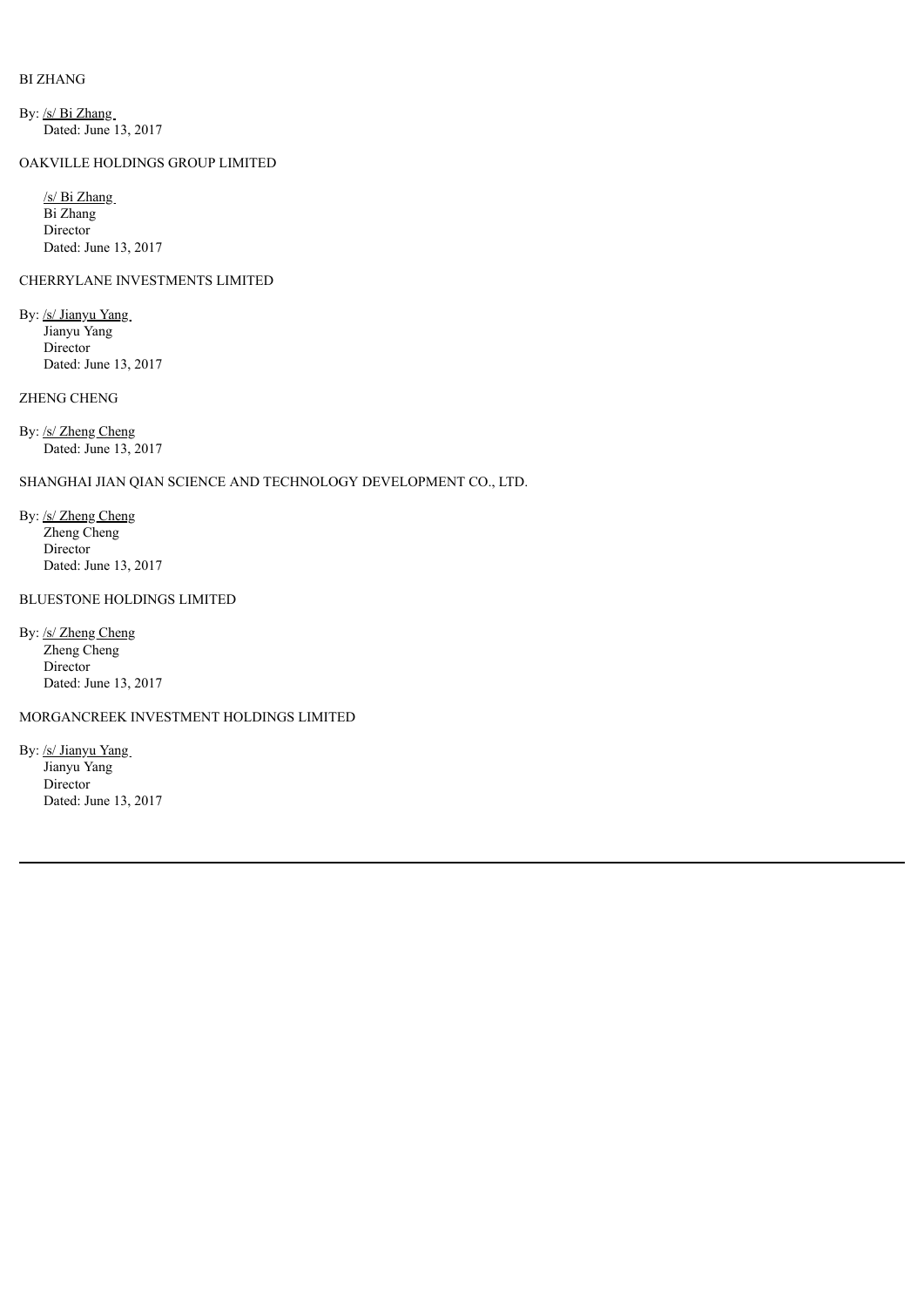BI ZHANG

By: /s/ Bi Zhang
Dated: June 13, 2017

OAKVILLE HOLDINGS GROUP LIMITED

/s/ Bi Zhang
Bi Zhang
Director
Dated: June 13, 2017

CHERRYLANE INVESTMENTS LIMITED

By: /s/ Jianyu Yang
Jianyu Yang
Director
Dated: June 13, 2017

ZHENG CHENG

By: /s/ Zheng Cheng
Dated: June 13, 2017

SHANGHAI JIAN QIAN SCIENCE AND TECHNOLOGY DEVELOPMENT CO., LTD.

By: /s/ Zheng Cheng
Zheng Cheng
Director
Dated: June 13, 2017

BLUESTONE HOLDINGS LIMITED

By: /s/ Zheng Cheng
Zheng Cheng
Director
Dated: June 13, 2017

MORGANCREEK INVESTMENT HOLDINGS LIMITED

By: /s/ Jianyu Yang
Jianyu Yang
Director
Dated: June 13, 2017